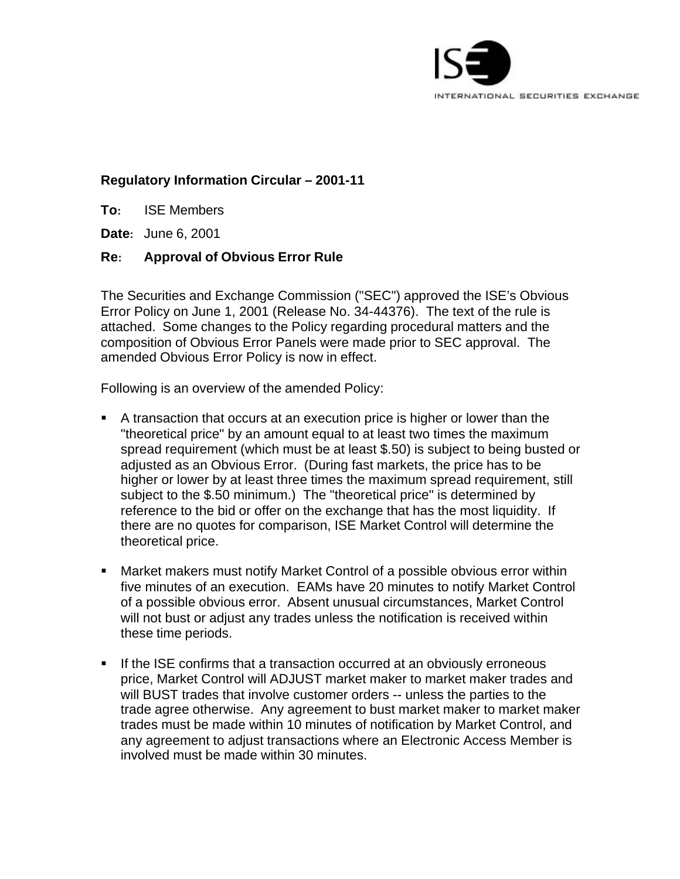ISE

INTERNATIONAL SECURITIES EXCHANGE

**Regulatory Information Circular – 2001-11**

**To:** ISE Members

**Date:** June 6, 2001

**Re: Approval of Obvious Error Rule**

The Securities and Exchange Commission ("SEC") approved the ISE's Obvious Error Policy on June 1, 2001 (Release No. 34-44376). The text of the rule is attached. Some changes to the Policy regarding procedural matters and the composition of Obvious Error Panels were made prior to SEC approval. The amended Obvious Error Policy is now in effect.

Following is an overview of the amended Policy:

- A transaction that occurs at an execution price is higher or lower than the "theoretical price" by an amount equal to at least two times the maximum spread requirement (which must be at least $.50) is subject to being busted or adjusted as an Obvious Error. (During fast markets, the price has to be higher or lower by at least three times the maximum spread requirement, still subject to the $.50 minimum.) The "theoretical price" is determined by reference to the bid or offer on the exchange that has the most liquidity. If there are no quotes for comparison, ISE Market Control will determine the theoretical price.

- Market makers must notify Market Control of a possible obvious error within five minutes of an execution. EAMs have 20 minutes to notify Market Control of a possible obvious error. Absent unusual circumstances, Market Control will not bust or adjust any trades unless the notification is received within these time periods.

- If the ISE confirms that a transaction occurred at an obviously erroneous price, Market Control will ADJUST market maker to market maker trades and will BUST trades that involve customer orders -- unless the parties to the trade agree otherwise. Any agreement to bust market maker to market maker trades must be made within 10 minutes of notification by Market Control, and any agreement to adjust transactions where an Electronic Access Member is involved must be made within 30 minutes.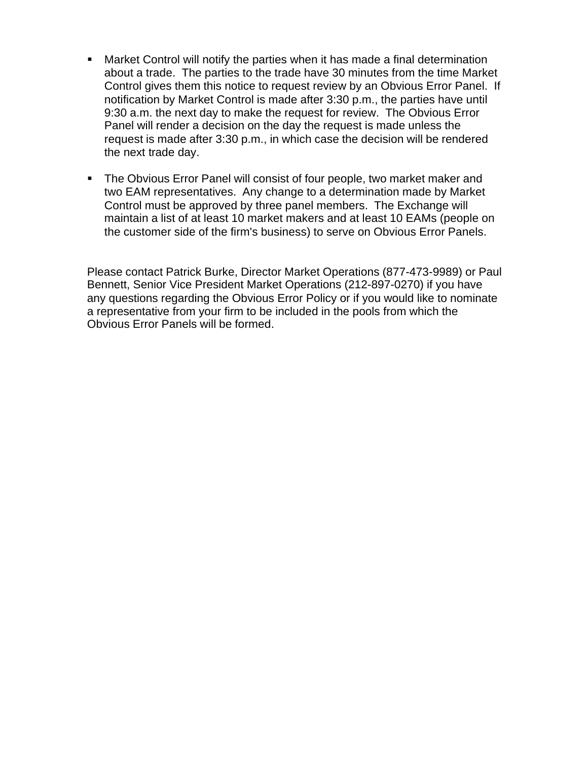- Market Control will notify the parties when it has made a final determination about a trade. The parties to the trade have 30 minutes from the time Market Control gives them this notice to request review by an Obvious Error Panel. If notification by Market Control is made after 3:30 p.m., the parties have until 9:30 a.m. the next day to make the request for review. The Obvious Error Panel will render a decision on the day the request is made unless the request is made after 3:30 p.m., in which case the decision will be rendered the next trade day.

- The Obvious Error Panel will consist of four people, two market maker and two EAM representatives. Any change to a determination made by Market Control must be approved by three panel members. The Exchange will maintain a list of at least 10 market makers and at least 10 EAMs (people on the customer side of the firm's business) to serve on Obvious Error Panels.

Please contact Patrick Burke, Director Market Operations (877-473-9989) or Paul Bennett, Senior Vice President Market Operations (212-897-0270) if you have any questions regarding the Obvious Error Policy or if you would like to nominate a representative from your firm to be included in the pools from which the Obvious Error Panels will be formed.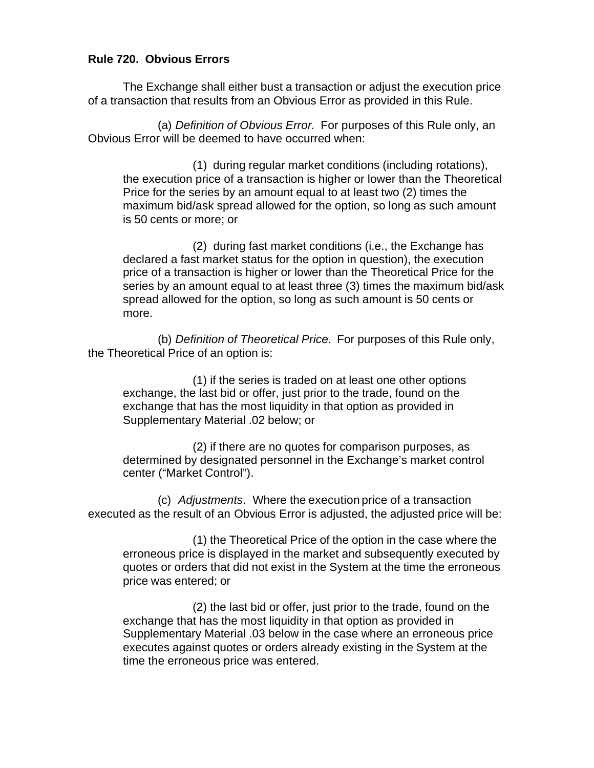**Rule 720. Obvious Errors**

The Exchange shall either bust a transaction or adjust the execution price of a transaction that results from an Obvious Error as provided in this Rule.

(a) *Definition of Obvious Error.* For purposes of this Rule only, an Obvious Error will be deemed to have occurred when:

(1) during regular market conditions (including rotations), the execution price of a transaction is higher or lower than the Theoretical Price for the series by an amount equal to at least two (2) times the maximum bid/ask spread allowed for the option, so long as such amount is 50 cents or more; or

(2) during fast market conditions (i.e., the Exchange has declared a fast market status for the option in question), the execution price of a transaction is higher or lower than the Theoretical Price for the series by an amount equal to at least three (3) times the maximum bid/ask spread allowed for the option, so long as such amount is 50 cents or more.

(b) *Definition of Theoretical Price.* For purposes of this Rule only, the Theoretical Price of an option is:

(1) if the series is traded on at least one other options exchange, the last bid or offer, just prior to the trade, found on the exchange that has the most liquidity in that option as provided in Supplementary Material .02 below; or

(2) if there are no quotes for comparison purposes, as determined by designated personnel in the Exchange's market control center ("Market Control").

(c) *Adjustments*. Where the execution price of a transaction executed as the result of an Obvious Error is adjusted, the adjusted price will be:

(1) the Theoretical Price of the option in the case where the erroneous price is displayed in the market and subsequently executed by quotes or orders that did not exist in the System at the time the erroneous price was entered; or

(2) the last bid or offer, just prior to the trade, found on the exchange that has the most liquidity in that option as provided in Supplementary Material .03 below in the case where an erroneous price executes against quotes or orders already existing in the System at the time the erroneous price was entered.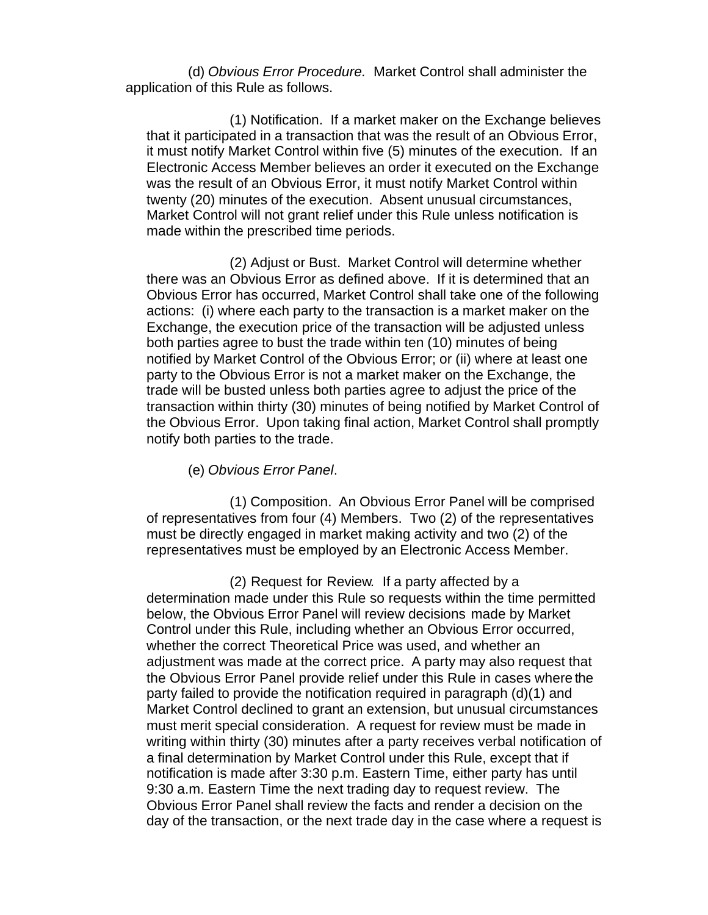(d) *Obvious Error Procedure.* Market Control shall administer the application of this Rule as follows.

(1) Notification. If a market maker on the Exchange believes that it participated in a transaction that was the result of an Obvious Error, it must notify Market Control within five (5) minutes of the execution. If an Electronic Access Member believes an order it executed on the Exchange was the result of an Obvious Error, it must notify Market Control within twenty (20) minutes of the execution. Absent unusual circumstances, Market Control will not grant relief under this Rule unless notification is made within the prescribed time periods.

(2) Adjust or Bust. Market Control will determine whether there was an Obvious Error as defined above. If it is determined that an Obvious Error has occurred, Market Control shall take one of the following actions: (i) where each party to the transaction is a market maker on the Exchange, the execution price of the transaction will be adjusted unless both parties agree to bust the trade within ten (10) minutes of being notified by Market Control of the Obvious Error; or (ii) where at least one party to the Obvious Error is not a market maker on the Exchange, the trade will be busted unless both parties agree to adjust the price of the transaction within thirty (30) minutes of being notified by Market Control of the Obvious Error. Upon taking final action, Market Control shall promptly notify both parties to the trade.

(e) *Obvious Error Panel*.

(1) Composition. An Obvious Error Panel will be comprised of representatives from four (4) Members. Two (2) of the representatives must be directly engaged in market making activity and two (2) of the representatives must be employed by an Electronic Access Member.

(2) Request for Review. If a party affected by a determination made under this Rule so requests within the time permitted below, the Obvious Error Panel will review decisions made by Market Control under this Rule, including whether an Obvious Error occurred, whether the correct Theoretical Price was used, and whether an adjustment was made at the correct price. A party may also request that the Obvious Error Panel provide relief under this Rule in cases where the party failed to provide the notification required in paragraph (d)(1) and Market Control declined to grant an extension, but unusual circumstances must merit special consideration. A request for review must be made in writing within thirty (30) minutes after a party receives verbal notification of a final determination by Market Control under this Rule, except that if notification is made after 3:30 p.m. Eastern Time, either party has until 9:30 a.m. Eastern Time the next trading day to request review. The Obvious Error Panel shall review the facts and render a decision on the day of the transaction, or the next trade day in the case where a request is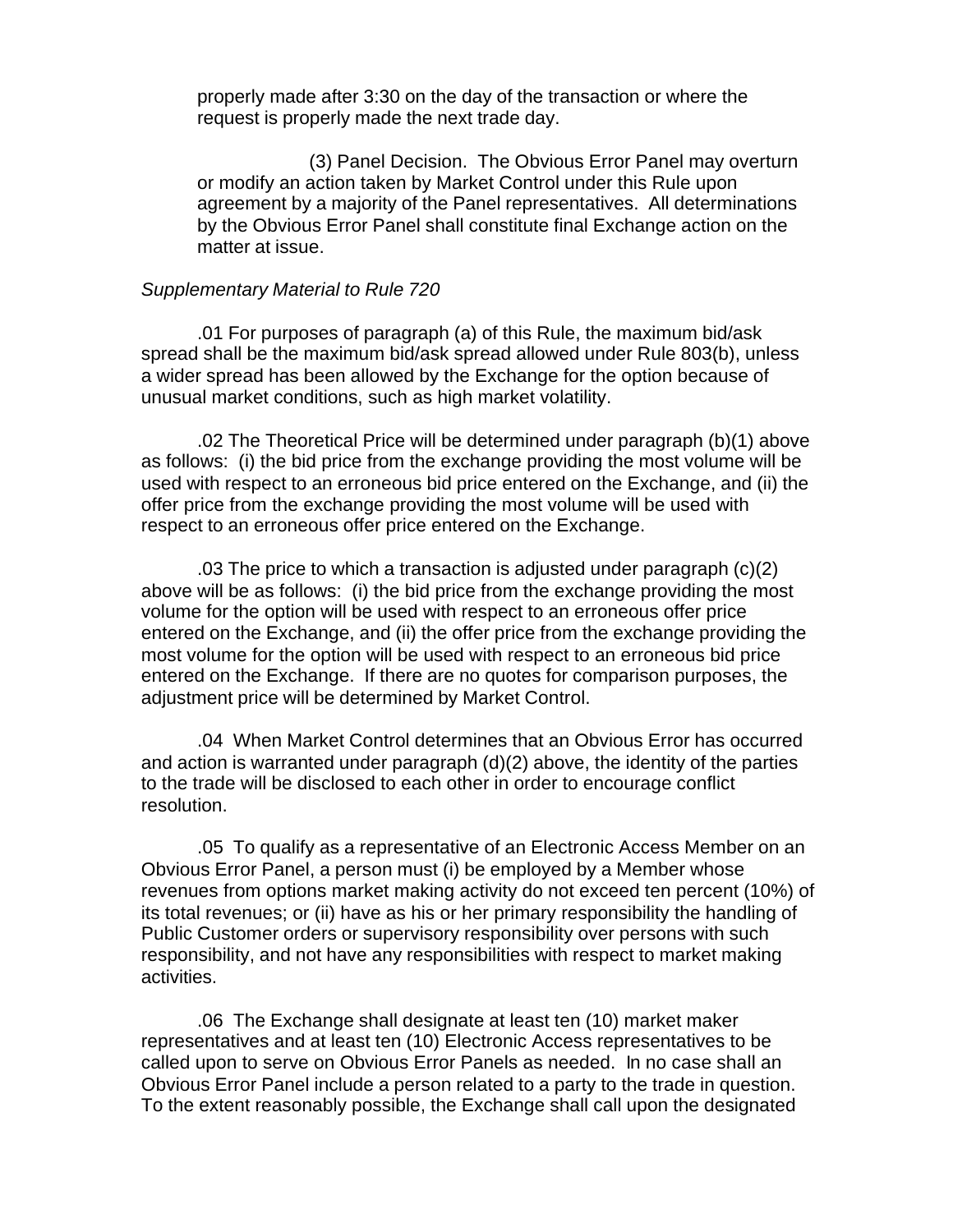properly made after 3:30 on the day of the transaction or where the request is properly made the next trade day.

(3) Panel Decision. The Obvious Error Panel may overturn or modify an action taken by Market Control under this Rule upon agreement by a majority of the Panel representatives. All determinations by the Obvious Error Panel shall constitute final Exchange action on the matter at issue.

*Supplementary Material to Rule 720*

.01 For purposes of paragraph (a) of this Rule, the maximum bid/ask spread shall be the maximum bid/ask spread allowed under Rule 803(b), unless a wider spread has been allowed by the Exchange for the option because of unusual market conditions, such as high market volatility.

.02 The Theoretical Price will be determined under paragraph (b)(1) above as follows: (i) the bid price from the exchange providing the most volume will be used with respect to an erroneous bid price entered on the Exchange, and (ii) the offer price from the exchange providing the most volume will be used with respect to an erroneous offer price entered on the Exchange.

.03 The price to which a transaction is adjusted under paragraph (c)(2) above will be as follows: (i) the bid price from the exchange providing the most volume for the option will be used with respect to an erroneous offer price entered on the Exchange, and (ii) the offer price from the exchange providing the most volume for the option will be used with respect to an erroneous bid price entered on the Exchange. If there are no quotes for comparison purposes, the adjustment price will be determined by Market Control.

.04 When Market Control determines that an Obvious Error has occurred and action is warranted under paragraph (d)(2) above, the identity of the parties to the trade will be disclosed to each other in order to encourage conflict resolution.

.05 To qualify as a representative of an Electronic Access Member on an Obvious Error Panel, a person must (i) be employed by a Member whose revenues from options market making activity do not exceed ten percent (10%) of its total revenues; or (ii) have as his or her primary responsibility the handling of Public Customer orders or supervisory responsibility over persons with such responsibility, and not have any responsibilities with respect to market making activities.

.06 The Exchange shall designate at least ten (10) market maker representatives and at least ten (10) Electronic Access representatives to be called upon to serve on Obvious Error Panels as needed. In no case shall an Obvious Error Panel include a person related to a party to the trade in question. To the extent reasonably possible, the Exchange shall call upon the designated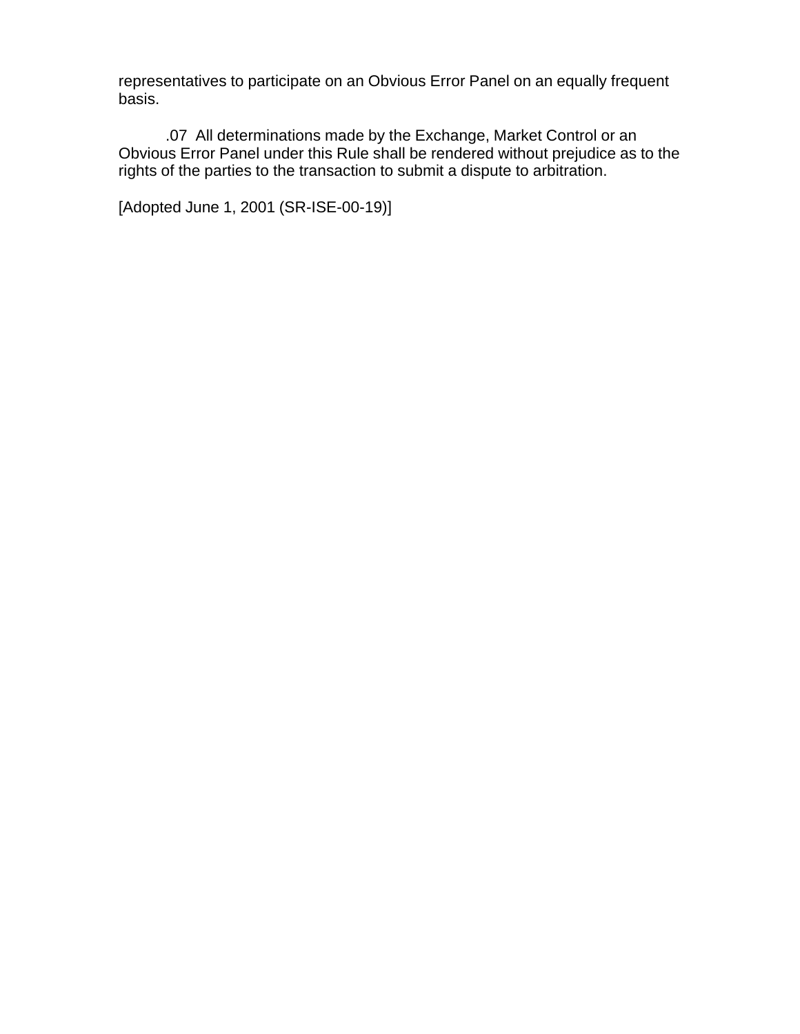representatives to participate on an Obvious Error Panel on an equally frequent basis.

.07 All determinations made by the Exchange, Market Control or an Obvious Error Panel under this Rule shall be rendered without prejudice as to the rights of the parties to the transaction to submit a dispute to arbitration.

[Adopted June 1, 2001 (SR-ISE-00-19)]